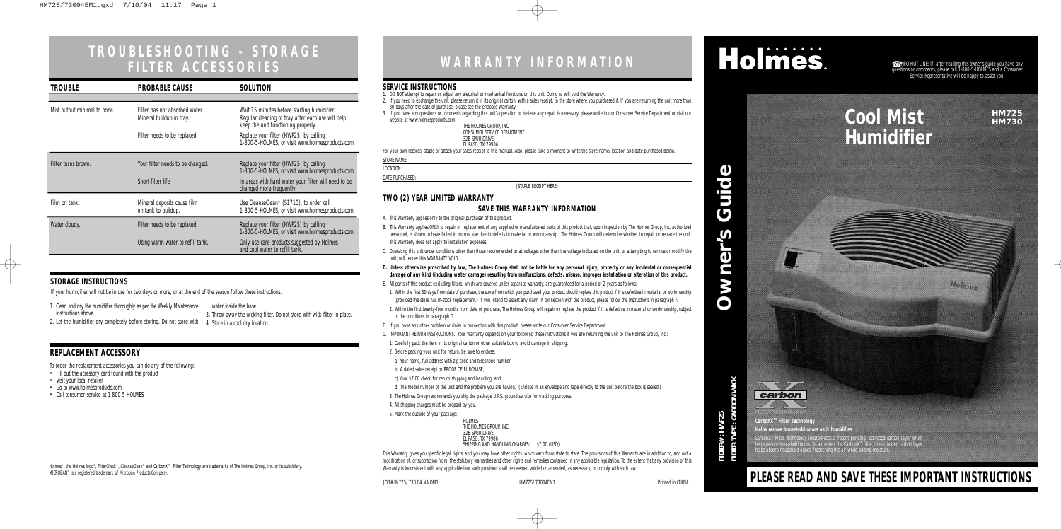# TROUBLESHOOTING - STORAGE FILTER ACCESSORIES

| TROUBLE | PROBABLE CAUSE | SOLUTION |
|---|---|---|
| Mist output minimal to none. | Filter has not absorbed water. Mineral buildup in tray. | Wait 15 minutes before starting humidifier. Regular cleaning of tray after each use will help keep the unit functioning properly. |
| | Filter needs to be replaced. | Replace your filter (HWF25) by calling 1-800-5-HOLMES, or visit www.holmesproducts.com. |
| Filter turns brown. | Your filter needs to be changed. | Replace your filter (HWF25) by calling 1-800-5-HOLMES, or visit www.holmesproducts.com. |
| | Short filter life | In areas with hard water your filter will need to be changed more frequently. |
| Film on tank. | Mineral deposits cause film on tank to buildup. | Use CleanseClean® (S1710), to order call 1-800-5-HOLMES, or visit www.holmesproducts.com |
| Water cloudy. | Filter needs to be replaced. | Replace your filter (HWF25) by calling 1-800-5-HOLMES, or visit www.holmesproducts.com. |
| | Using warm water to refill tank. | Only use care products suggested by Holmes and cool water to refill tank. |

## STORAGE INSTRUCTIONS

If your humidifier will not be in use for two days or more, or at the end of the season follow these instructions.

1. Clean and dry the humidifier thoroughly as per the Weekly Maintenance instructions above.
2. Let the humidifier dry completely before storing. Do not store with water inside the base.
3. Throw away the wicking filter. Do not store with wick filter in place.
4. Store in a cool dry location.

## REPLACEMENT ACCESSORY

To order the replacement accessories you can do any of the following:

- Fill out the accessory card found with the product
- Visit your local retailer
- Go to www.holmesproducts.com
- Call consumer service at 1-800-5-HOLMES

Holmes®, the Holmes logo®, FilterCheck®, CleanseClean® and CarbonX™ Filter Technology are trademarks of The Holmes Group, Inc. or its subsidiary. MICROBAN® is a registered trademark of Microban Products Company.

# WARRANTY INFORMATION

## SERVICE INSTRUCTIONS

1. DO NOT attempt to repair or adjust any electrical or mechanical functions on this unit. Doing so will void the Warranty.
2. If you need to exchange the unit, please return it in its original carton, with a sales receipt, to the store where you purchased it. If you are returning the unit more than 30 days after the date of purchase, please see the enclosed Warranty.
3. If you have any questions or comments regarding this unit's operation or believe any repair is necessary, please write to our Consumer Service Department or visit our website at www.holmesproducts.com.

THE HOLMES GROUP, INC.
CONSUMER SERVICE DEPARTMENT
32B SPUR DRIVE
EL PASO, TX 79906

For your own records, staple or attach your sales receipt to this manual. Also, please take a moment to write the store name/location and date purchased below.

STORE NAME:

LOCATION:

DATE PURCHASED:

(STAPLE RECEIPT HERE)

## TWO (2) YEAR LIMITED WARRANTY

### SAVE THIS WARRANTY INFORMATION

A. This Warranty applies only to the original purchaser of this product.

B. This Warranty applies ONLY to repair or replacement of any supplied or manufactured parts of this product that, upon inspection by The Holmes Group, Inc. authorized personnel, is shown to have failed in normal use due to defects in material or workmanship. The Holmes Group will determine whether to repair or replace the unit. This Warranty does not apply to installation expenses.

C. Operating this unit under conditions other than those recommended or at voltages other than the voltage indicated on the unit, or attempting to service or modify the unit, will render this WARRANTY VOID.

**D. Unless otherwise proscribed by law, The Holmes Group shall not be liable for any personal injury, property or any incidental or consequential damage of any kind (including water damage) resulting from malfunctions, defects, misuse, improper installation or alteration of this product.**

E. All parts of this product excluding filters, which are covered under separate warranty, are guaranteed for a period of 2 years as follows:

1. Within the first 30 days from date of purchase, the store from which you purchased your product should replace this product if it is defective in material or workmanship (provided the store has in-stock replacement.) If you intend to assert any claim in connection with the product, please follow the instructions in paragraph F.
2. Within the first twenty-four months from date of purchase, The Holmes Group will repair or replace the product if it is defective in material or workmanship, subject to the conditions in paragraph G.

F. If you have any other problem or claim in connection with this product, please write our Consumer Service Department.

G. IMPORTANT RETURN INSTRUCTIONS. Your Warranty depends on your following these instructions if you are returning the unit to The Holmes Group, Inc.:

1. Carefully pack the item in its original carton or other suitable box to avoid damage in shipping.
2. Before packing your unit for return, be sure to enclose:
   a) Your name, full address with zip code and telephone number
   b) A dated sales receipt or PROOF OF PURCHASE,
   c) Your $7.00 check for return shipping and handling, and
   d) The model number of the unit and the problem you are having. (Enclose in an envelope and tape directly to the unit before the box is sealed.)
3. The Holmes Group recommends you ship the package U.P.S. ground service for tracking purposes.
4. All shipping charges must be prepaid by you.
5. Mark the outside of your package:

HOLMES
THE HOLMES GROUP, INC.
32B SPUR DRIVE
EL PASO, TX 79906
SHIPPING AND HANDLING CHARGES: $7.00 (USD)

This Warranty gives you specific legal rights, and you may also have other rights which vary from state to state. The provisions of this Warranty are in addition to, and not a modification of, or subtraction from, the statutory warranties and other rights and remedies contained in any applicable legislation. To the extent that any provision of this Warranty is inconsistent with any applicable law, such provision shall be deemed voided or amended, as necessary, to comply with such law.

JOB#HMT25/730.04.NA.OM1 HM725/73004EM1 Printed in CHINA

# Holmes.

INFO HOT-LINE: If, after reading this owner's guide you have any questions or comments, please call 1-800-5-HOLMES and a Consumer Service Representative will be happy to assist you.

# Owner's Guide

# Cool Mist Humidifier

**HM725**
**HM730**

FILTER#: HWF25
FILTER TYPE: CARBON WICK

carbon
FILTER TECHNOLOGY

**CarbonX™ Filter Technology**

**Helps reduce household odors as it humidifies**

CarbonX™ Filter Technology incorporates a Patent pending, activated carbon layer which helps reduce household odors. As air enters the CarbonX™ filter, the activated carbon layer helps absorb household odors, freshening the air while adding moisture.

# PLEASE READ AND SAVE THESE IMPORTANT INSTRUCTIONS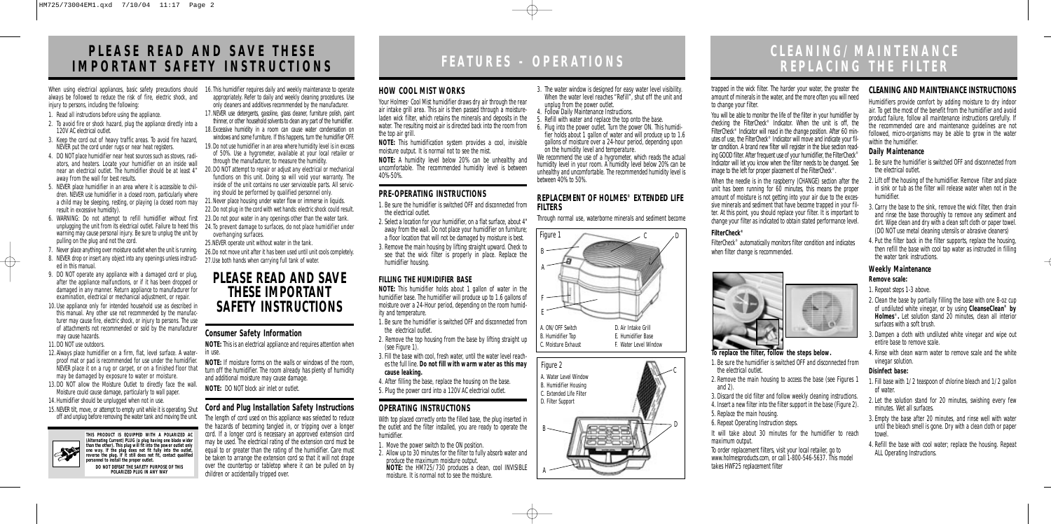# PLEASE READ AND SAVE THESE IMPORTANT SAFETY INSTRUCTIONS

When using electrical appliances, basic safety precautions should always be followed to reduce the risk of fire, electric shock, and injury to persons, including the following:

1. Read all instructions before using the appliance.
2. To avoid fire or shock hazard, plug the appliance directly into a 120V AC electrical outlet.
3. Keep the cord out of heavy traffic areas. To avoid fire hazard, NEVER put the cord under rugs or near heat registers.
4. DO NOT place humidifier near heat sources such as stoves, radiators, and heaters. Locate your humidifier on an inside wall near an electrical outlet. The humidifier should be at least 4" away from the wall for best results.
5. NEVER place humidifier in an area where it is accessible to children. NEVER use humidifier in a closed room, particularly where a child may be sleeping, resting, or playing (a closed room may result in excessive humidity).
6. WARNING: Do not attempt to refill humidifier without first unplugging the unit from its electrical outlet. Failure to heed this warning may cause personal injury. Be sure to unplug the unit by pulling on the plug and not the cord.
7. Never place anything over moisture outlet when the unit is running.
8. NEVER drop or insert any object into any openings unless instructed in this manual.
9. DO NOT operate any appliance with a damaged cord or plug, after the appliance malfunctions, or if it has been dropped or damaged in any manner. Return appliance to manufacturer for examination, electrical or mechanical adjustment, or repair.
10. Use appliance only for intended household use as described in this manual. Any other use not recommended by the manufacturer may cause fire, electric shock, or injury to persons. The use of attachments not recommended or sold by the manufacturer may cause hazards.
11. DO NOT use outdoors.
12. Always place humidifier on a firm, flat, level surface. A waterproof mat or pad is recommended for use under the humidifier. NEVER place it on a rug or carpet, or on a finished floor that may be damaged by exposure to water or moisture.
13. DO NOT allow the Moisture Outlet to directly face the wall. Moisture could cause damage, particularly to wall paper.
14. Humidifier should be unplugged when not in use.
15. NEVER tilt, move, or attempt to empty unit while it is operating. Shut off and unplug before removing the water tank and moving the unit.
16. This humidifier requires daily and weekly maintenance to operate appropriately. Refer to daily and weekly cleaning procedures. Use only cleaners and additives recommended by the manufacturer.
17. NEVER use detergents, gasoline, glass cleaner, furniture polish, paint thinner, or other household solvents to clean any part of the humidifier.
18. Excessive humidity in a room can cause water condensation on windows and some furniture. If this happens, turn the humidifier OFF.
19. Do not use humidifier in an area where humidity level is in excess of 50%. Use a hygrometer, available at your local retailer or through the manufacturer, to measure the humidity.
20. DO NOT attempt to repair or adjust any electrical or mechanical functions on this unit. Doing so will void your warranty. The inside of the unit contains no user serviceable parts. All servicing should be performed by qualified personnel only.
21. Never place housing under water flow or immerse in liquids.
22. Do not plug in the cord with wet hands: electric shock could result.
23. Do not pour water in any openings other than the water tank.
24. To prevent damage to surfaces, do not place humidifier under overhanging surfaces.
25. NEVER operate unit without water in the tank.
26. Do not move unit after it has been used until unit cools completely.
27. Use both hands when carrying full tank of water.

**THIS PRODUCT IS EQUIPPED WITH A POLARIZED AC (Alternating Current) PLUG (a plug having one blade wider than the other). This plug will fit into the power outlet only one way. If the plug does not fit fully into the outlet, reverse the plug. If it still does not fit, contact qualified personnel to install the proper outlet.**

**DO NOT DEFEAT THE SAFETY PURPOSE OF THIS POLARIZED PLUG IN ANY WAY**

# PLEASE READ AND SAVE THESE IMPORTANT SAFETY INSTRUCTIONS

## Consumer Safety Information

**NOTE:** This is an electrical appliance and requires attention when in use.

**NOTE:** If moisture forms on the walls or windows of the room, turn off the humidifier. The room already has plenty of humidity and additional moisture may cause damage.

**NOTE:** DO NOT block air inlet or outlet.

## Cord and Plug Installation Safety Instructions

The length of cord used on this appliance was selected to reduce the hazards of becoming tangled in, or tripping over a longer cord. If a longer cord is necessary an approved extension cord may be used. The electrical rating of the extension cord must be equal to or greater than the rating of the humidifier. Care must be taken to arrange the extension cord so that it will not drape over the countertop or tabletop where it can be pulled on by children or accidentally tripped over.

# FEATURES - OPERATIONS

## HOW COOL MIST WORKS

Your Holmes® Cool Mist humidifier draws dry air through the rear air intake grill area. This air is then passed through a moisture-laden wick filter, which retains the minerals and deposits in the water. The resulting moist air is directed back into the room from the top air grill.

**NOTE:** This humidification system provides a cool, invisible moisture output. It is normal not to see the mist.

**NOTE:** A humidity level below 20% can be unhealthy and uncomfortable. The recommended humidity level is between 40%-50%.

## PRE-OPERATING INSTRUCTIONS

1. Be sure the humidifier is switched OFF and disconnected from the electrical outlet.
2. Select a location for your humidifier, on a flat surface, about 4" away from the wall. Do not place your humidifier on furniture; a floor location that will not be damaged by moisture is best.
3. Remove the main housing by lifting straight upward. Check to see that the wick filter is properly in place. Replace the humidifier housing.

## FILLING THE HUMIDIFIER BASE

**NOTE:** This humidifier holds about 1 gallon of water in the humidifier base. The humidifier will produce up to 1.6 gallons of moisture over a 24-Hour period, depending on the room humidity and temperature.

1. Be sure the humidifier is switched OFF and disconnected from the electrical outlet.
2. Remove the top housing from the base by lifting straight up (see Figure 1).
3. Fill the base with cool, fresh water, until the water level reaches the full line. **Do not fill with warm water as this may cause leaking.**
4. After filling the base, replace the housing on the base.
5. Plug the power cord into a 120V AC electrical outlet.

## OPERATING INSTRUCTIONS

With top placed correctly onto the filled base, the plug inserted in the outlet and the filter installed, you are ready to operate the humidifier.

1. Move the power switch to the ON position.
2. Allow up to 30 minutes for the filter to fully absorb water and produce the maximum moisture output.
   **NOTE:** the HM725/730 produces a clean, cool INVISIBLE moisture. It is normal not to see the moisture.
3. The water window is designed for easy water level visibility. When the water level reaches "Refill", shut off the unit and unplug from the power outlet.
4. Follow Daily Maintenance Instructions.
5. Refill with water and replace the top onto the base.
6. Plug into the power outlet. Turn the power ON. This humidifier holds about 1 gallon of water and will produce up to 1.6 gallons of moisture over a 24-hour period, depending upon on the humidity level and temperature.

We recommend the use of a hygrometer, which reads the actual humidity level in your room. A humidity level below 20% can be unhealthy and uncomfortable. The recommended humidity level is between 40% to 50%.

## REPLACEMENT OF HOLMES® EXTENDED LIFE FILTERS

Through normal use, waterborne minerals and sediment become trapped in the wick filter. The harder your water, the greater the amount of minerals in the water, and the more often you will need to change your filter.

Figure 1

A. ON/OFF Switch
B. Humidifier Top
C. Moisture Exhaust
D. Air Intake Grill
E. Humidifier Base
F. Water Level Window

Figure 2

A. Water Level Window
B. Humidifier Housing
C. Extended Life Filter
D. Filter Support

You will be able to monitor the life of the filter in your humidifier by checking the FilterCheck® Indicator. When the unit is off, the FilterCheck® Indicator will read in the change position. After 60 minutes of use, the FilterCheck® Indicator will move and indicate your filter condition. A brand new filter will register in the blue section reading GOOD filter. After frequent use of your humidifier, the FilterCheck® Indicator will let you know when the filter needs to be changed. See image to the left for proper placement of the FilterCheck®.

When the needle is in the raspberry (CHANGE) section after the unit has been running for 60 minutes, this means the proper amount of moisture is not getting into your air due to the excessive minerals and sediment that have become trapped in your filter. At this point, you should replace your filter. It is important to change your filter as indicated to obtain stated performance level.

## FilterCheck®

FilterCheck® automatically monitors filter condition and indicates when filter change is recommended.

**To replace the filter, follow the steps below.**

1. Be sure the humidifier is switched OFF and disconnected from the electrical outlet.
2. Remove the main housing to access the base (see Figures 1 and 2).
3. Discard the old filter and follow weekly cleaning instructions.
4. Insert a new filter into the filter support in the base (Figure 2).
5. Replace the main housing.
6. Repeat Operating Instruction steps.

It will take about 30 minutes for the humidifier to reach maximum output.

To order replacement filters, visit your local retailer, go to www.holmesproducts.com, or call 1-800-546-5637. This model takes HWF25 replacement filter

# CLEANING/MAINTENANCE REPLACING THE FILTER

## CLEANING AND MAINTENANCE INSTRUCTIONS

Humidifiers provide comfort by adding moisture to dry indoor air. To get the most of the benefit from the humidifier and avoid product failure, follow all maintenance instructions carefully. If the recommended care and maintenance guidelines are not followed, micro-organisms may be able to grow in the water within the humidifier.

### Daily Maintenance

1. Be sure the humidifier is switched OFF and disconnected from the electrical outlet.
2. Lift off the housing of the humidifier. Remove filter and place in sink or tub as the filter will release water when not in the humidifier.
3. Carry the base to the sink, remove the wick filter, then drain and rinse the base thoroughly to remove any sediment and dirt. Wipe clean and dry with a clean soft cloth or paper towel. (DO NOT use metal cleaning utensils or abrasive cleaners)
4. Put the filter back in the filter supports, replace the housing, then refill the base with cool tap water as instructed in filling the water tank instructions.

### Weekly Maintenance

**Remove scale:**

1. Repeat steps 1-3 above.
2. Clean the base by partially filling the base with one 8-oz cup of undiluted white vinegar, or by using **CleanseClean® by Holmes®**. Let solution stand 20 minutes, clean all interior surfaces with a soft brush.
3. Dampen a cloth with undiluted white vinegar and wipe out entire base to remove scale.
4. Rinse with clean warm water to remove scale and the white vinegar solution.

**Disinfect base:**

1. Fill base with 1/2 teaspoon of chlorine bleach and 1/2 gallon of water.
2. Let the solution stand for 20 minutes, swishing every few minutes. Wet all surfaces.
3. Empty the base after 20 minutes, and rinse well with water until the bleach smell is gone. Dry with a clean cloth or paper towel.
4. Refill the base with cool water; replace the housing. Repeat ALL Operating Instructions.